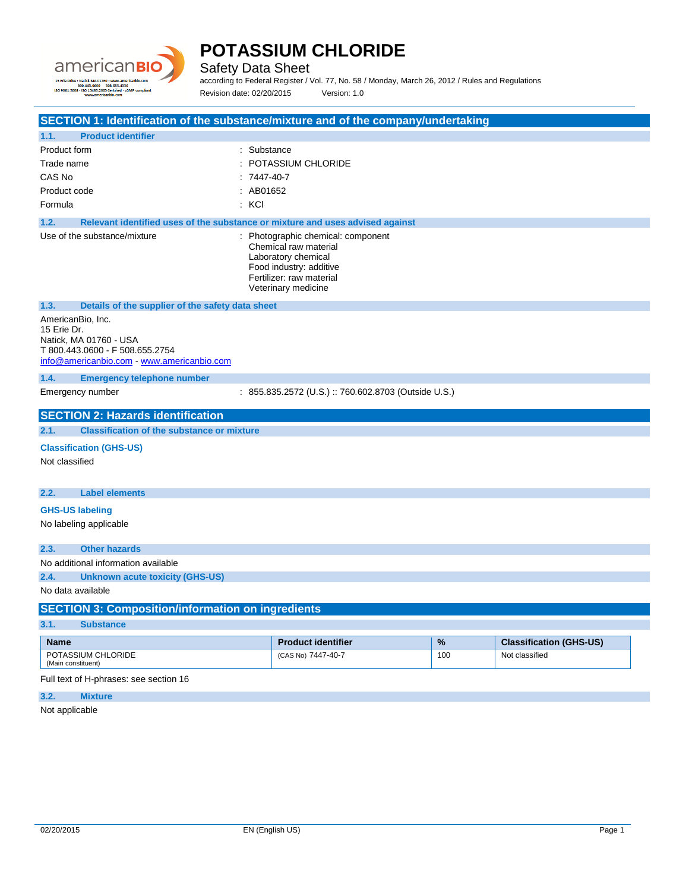# POTASSIUM CHLORIDE

Safety Data Sheet

according to Federal Register / Vol. 77, No. 58 / Monday, March 26, 2012 / Rules and Regulations

Revision date: 02/20/2015    Version: 1.0

## SECTION 1: Identification of the substance/mixture and of the company/undertaking

### 1.1. Product identifier

| | |
|---|---|
| Product form | : Substance |
| Trade name | : POTASSIUM CHLORIDE |
| CAS No | : 7447-40-7 |
| Product code | : AB01652 |
| Formula | : KCl |

### 1.2. Relevant identified uses of the substance or mixture and uses advised against

Use of the substance/mixture : Photographic chemical: component
Chemical raw material
Laboratory chemical
Food industry: additive
Fertilizer: raw material
Veterinary medicine

### 1.3. Details of the supplier of the safety data sheet

AmericanBio, Inc.
15 Erie Dr.
Natick, MA 01760 - USA
T 800.443.0600 - F 508.655.2754
info@americanbio.com - www.americanbio.com

### 1.4. Emergency telephone number

Emergency number : 855.835.2572 (U.S.) :: 760.602.8703 (Outside U.S.)

## SECTION 2: Hazards identification

### 2.1. Classification of the substance or mixture

**Classification (GHS-US)**

Not classified

### 2.2. Label elements

**GHS-US labeling**

No labeling applicable

### 2.3. Other hazards

No additional information available

### 2.4. Unknown acute toxicity (GHS-US)

No data available

## SECTION 3: Composition/information on ingredients

### 3.1. Substance

| Name | Product identifier | % | Classification (GHS-US) |
|---|---|---|---|
| POTASSIUM CHLORIDE (Main constituent) | (CAS No) 7447-40-7 | 100 | Not classified |

Full text of H-phrases: see section 16

### 3.2. Mixture

Not applicable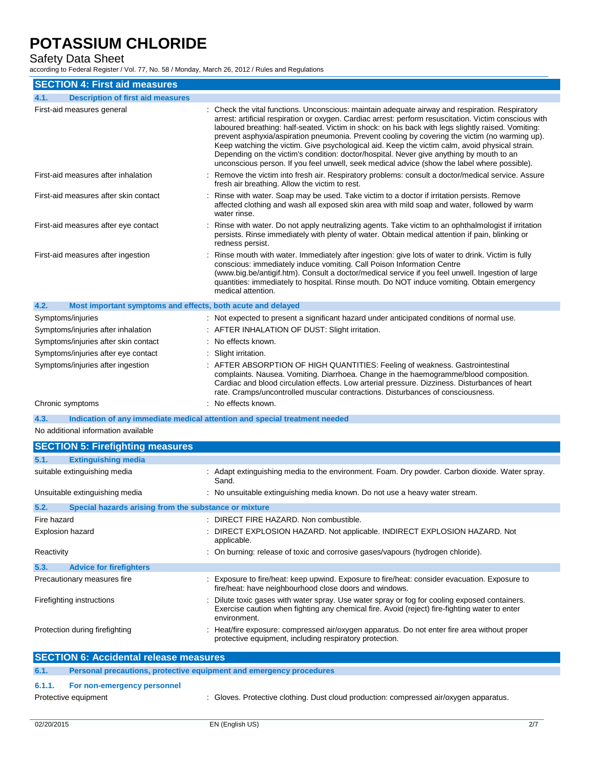## SECTION 4: First aid measures

### 4.1. Description of first aid measures

| | |
|---|---|
| First-aid measures general | : Check the vital functions. Unconscious: maintain adequate airway and respiration. Respiratory arrest: artificial respiration or oxygen. Cardiac arrest: perform resuscitation. Victim conscious with laboured breathing: half-seated. Victim in shock: on his back with legs slightly raised. Vomiting: prevent asphyxia/aspiration pneumonia. Prevent cooling by covering the victim (no warming up). Keep watching the victim. Give psychological aid. Keep the victim calm, avoid physical strain. Depending on the victim's condition: doctor/hospital. Never give anything by mouth to an unconscious person. If you feel unwell, seek medical advice (show the label where possible). |
| First-aid measures after inhalation | : Remove the victim into fresh air. Respiratory problems: consult a doctor/medical service. Assure fresh air breathing. Allow the victim to rest. |
| First-aid measures after skin contact | : Rinse with water. Soap may be used. Take victim to a doctor if irritation persists. Remove affected clothing and wash all exposed skin area with mild soap and water, followed by warm water rinse. |
| First-aid measures after eye contact | : Rinse with water. Do not apply neutralizing agents. Take victim to an ophthalmologist if irritation persists. Rinse immediately with plenty of water. Obtain medical attention if pain, blinking or redness persist. |
| First-aid measures after ingestion | : Rinse mouth with water. Immediately after ingestion: give lots of water to drink. Victim is fully conscious: immediately induce vomiting. Call Poison Information Centre (www.big.be/antigif.htm). Consult a doctor/medical service if you feel unwell. Ingestion of large quantities: immediately to hospital. Rinse mouth. Do NOT induce vomiting. Obtain emergency medical attention. |

### 4.2. Most important symptoms and effects, both acute and delayed

| | |
|---|---|
| Symptoms/injuries | : Not expected to present a significant hazard under anticipated conditions of normal use. |
| Symptoms/injuries after inhalation | : AFTER INHALATION OF DUST: Slight irritation. |
| Symptoms/injuries after skin contact | : No effects known. |
| Symptoms/injuries after eye contact | : Slight irritation. |
| Symptoms/injuries after ingestion | : AFTER ABSORPTION OF HIGH QUANTITIES: Feeling of weakness. Gastrointestinal complaints. Nausea. Vomiting. Diarrhoea. Change in the haemogramme/blood composition. Cardiac and blood circulation effects. Low arterial pressure. Dizziness. Disturbances of heart rate. Cramps/uncontrolled muscular contractions. Disturbances of consciousness. |
| Chronic symptoms | : No effects known. |

### 4.3. Indication of any immediate medical attention and special treatment needed

No additional information available

## SECTION 5: Firefighting measures

### 5.1. Extinguishing media

| | |
|---|---|
| suitable extinguishing media | : Adapt extinguishing media to the environment. Foam. Dry powder. Carbon dioxide. Water spray. Sand. |
| Unsuitable extinguishing media | : No unsuitable extinguishing media known. Do not use a heavy water stream. |

### 5.2. Special hazards arising from the substance or mixture

| | |
|---|---|
| Fire hazard | : DIRECT FIRE HAZARD. Non combustible. |
| Explosion hazard | : DIRECT EXPLOSION HAZARD. Not applicable. INDIRECT EXPLOSION HAZARD. Not applicable. |
| Reactivity | : On burning: release of toxic and corrosive gases/vapours (hydrogen chloride). |

### 5.3. Advice for firefighters

| | |
|---|---|
| Precautionary measures fire | : Exposure to fire/heat: keep upwind. Exposure to fire/heat: consider evacuation. Exposure to fire/heat: have neighbourhood close doors and windows. |
| Firefighting instructions | : Dilute toxic gases with water spray. Use water spray or fog for cooling exposed containers. Exercise caution when fighting any chemical fire. Avoid (reject) fire-fighting water to enter environment. |
| Protection during firefighting | : Heat/fire exposure: compressed air/oxygen apparatus. Do not enter fire area without proper protective equipment, including respiratory protection. |

## SECTION 6: Accidental release measures

### 6.1. Personal precautions, protective equipment and emergency procedures

#### 6.1.1. For non-emergency personnel

| | |
|---|---|
| Protective equipment | : Gloves. Protective clothing. Dust cloud production: compressed air/oxygen apparatus. |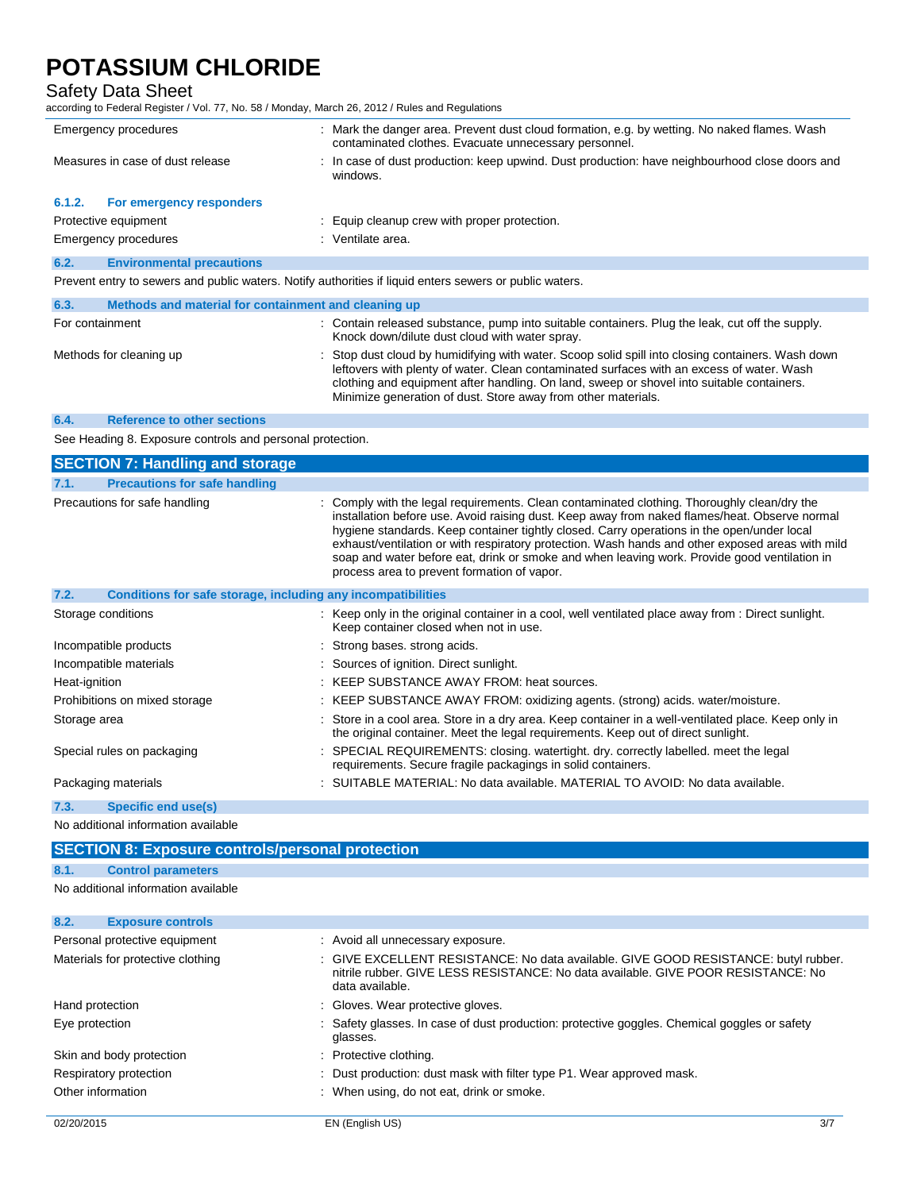| | |
|---|---|
| Emergency procedures | : Mark the danger area. Prevent dust cloud formation, e.g. by wetting. No naked flames. Wash contaminated clothes. Evacuate unnecessary personnel. |
| Measures in case of dust release | : In case of dust production: keep upwind. Dust production: have neighbourhood close doors and windows. |

#### 6.1.2. For emergency responders

| | |
|---|---|
| Protective equipment | : Equip cleanup crew with proper protection. |
| Emergency procedures | : Ventilate area. |

### 6.2. Environmental precautions

Prevent entry to sewers and public waters. Notify authorities if liquid enters sewers or public waters.

### 6.3. Methods and material for containment and cleaning up

| | |
|---|---|
| For containment | : Contain released substance, pump into suitable containers. Plug the leak, cut off the supply. Knock down/dilute dust cloud with water spray. |
| Methods for cleaning up | : Stop dust cloud by humidifying with water. Scoop solid spill into closing containers. Wash down leftovers with plenty of water. Clean contaminated surfaces with an excess of water. Wash clothing and equipment after handling. On land, sweep or shovel into suitable containers. Minimize generation of dust. Store away from other materials. |

### 6.4. Reference to other sections

See Heading 8. Exposure controls and personal protection.

## SECTION 7: Handling and storage

### 7.1. Precautions for safe handling

| | |
|---|---|
| Precautions for safe handling | : Comply with the legal requirements. Clean contaminated clothing. Thoroughly clean/dry the installation before use. Avoid raising dust. Keep away from naked flames/heat. Observe normal hygiene standards. Keep container tightly closed. Carry operations in the open/under local exhaust/ventilation or with respiratory protection. Wash hands and other exposed areas with mild soap and water before eat, drink or smoke and when leaving work. Provide good ventilation in process area to prevent formation of vapor. |

### 7.2. Conditions for safe storage, including any incompatibilities

| | |
|---|---|
| Storage conditions | : Keep only in the original container in a cool, well ventilated place away from : Direct sunlight. Keep container closed when not in use. |
| Incompatible products | : Strong bases. strong acids. |
| Incompatible materials | : Sources of ignition. Direct sunlight. |
| Heat-ignition | : KEEP SUBSTANCE AWAY FROM: heat sources. |
| Prohibitions on mixed storage | : KEEP SUBSTANCE AWAY FROM: oxidizing agents. (strong) acids. water/moisture. |
| Storage area | : Store in a cool area. Store in a dry area. Keep container in a well-ventilated place. Keep only in the original container. Meet the legal requirements. Keep out of direct sunlight. |
| Special rules on packaging | : SPECIAL REQUIREMENTS: closing. watertight. dry. correctly labelled. meet the legal requirements. Secure fragile packagings in solid containers. |
| Packaging materials | : SUITABLE MATERIAL: No data available. MATERIAL TO AVOID: No data available. |

### 7.3. Specific end use(s)

No additional information available

## SECTION 8: Exposure controls/personal protection

### 8.1. Control parameters

No additional information available

### 8.2. Exposure controls

| | |
|---|---|
| Personal protective equipment | : Avoid all unnecessary exposure. |
| Materials for protective clothing | : GIVE EXCELLENT RESISTANCE: No data available. GIVE GOOD RESISTANCE: butyl rubber. nitrile rubber. GIVE LESS RESISTANCE: No data available. GIVE POOR RESISTANCE: No data available. |
| Hand protection | : Gloves. Wear protective gloves. |
| Eye protection | : Safety glasses. In case of dust production: protective goggles. Chemical goggles or safety glasses. |
| Skin and body protection | : Protective clothing. |
| Respiratory protection | : Dust production: dust mask with filter type P1. Wear approved mask. |
| Other information | : When using, do not eat, drink or smoke. |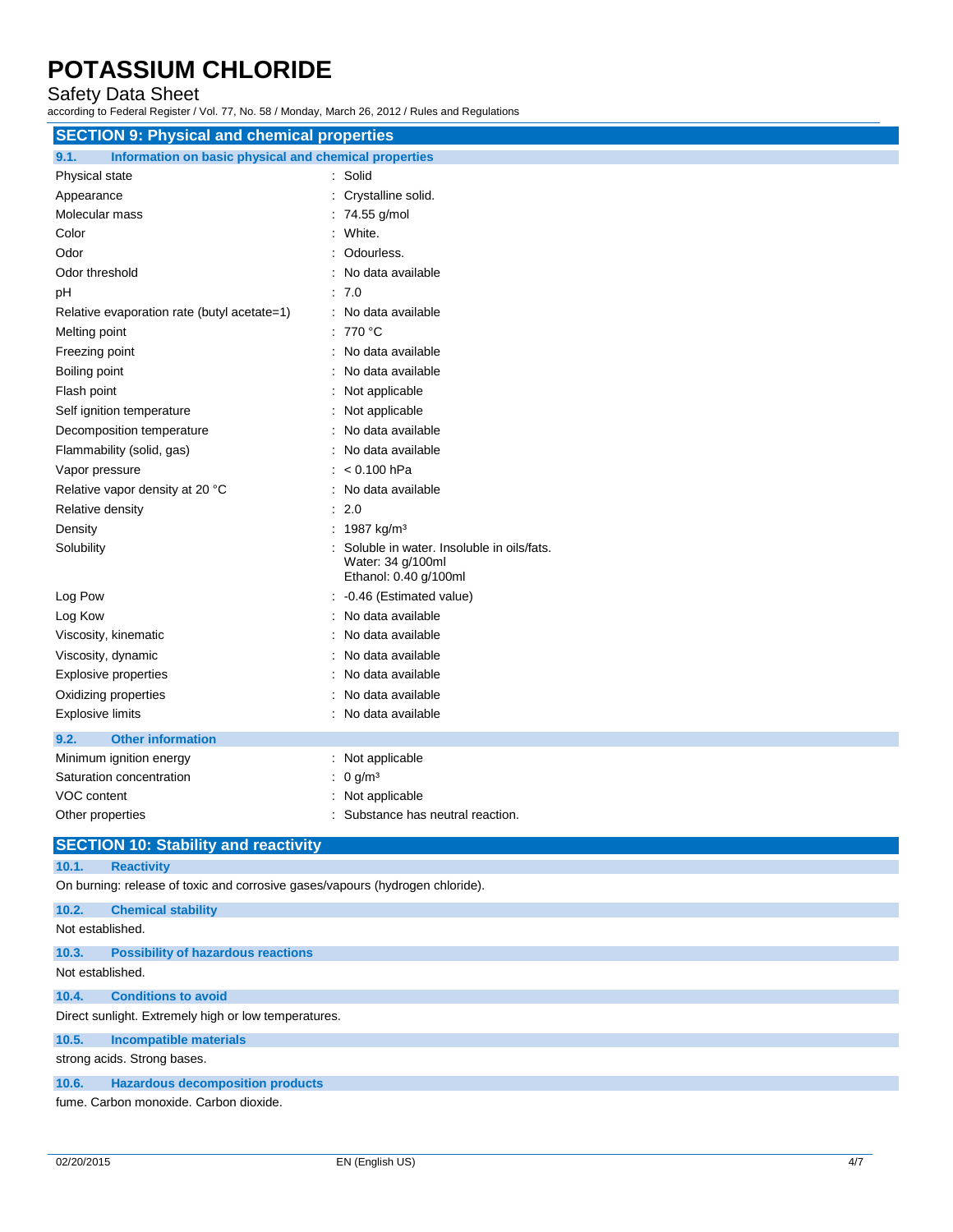## SECTION 9: Physical and chemical properties

### 9.1. Information on basic physical and chemical properties

| Property | Value |
|---|---|
| Physical state | : Solid |
| Appearance | : Crystalline solid. |
| Molecular mass | : 74.55 g/mol |
| Color | : White. |
| Odor | : Odourless. |
| Odor threshold | : No data available |
| pH | : 7.0 |
| Relative evaporation rate (butyl acetate=1) | : No data available |
| Melting point | : 770 °C |
| Freezing point | : No data available |
| Boiling point | : No data available |
| Flash point | : Not applicable |
| Self ignition temperature | : Not applicable |
| Decomposition temperature | : No data available |
| Flammability (solid, gas) | : No data available |
| Vapor pressure | : < 0.100 hPa |
| Relative vapor density at 20 °C | : No data available |
| Relative density | : 2.0 |
| Density | : 1987 kg/m³ |
| Solubility | : Soluble in water. Insoluble in oils/fats.<br>Water: 34 g/100ml<br>Ethanol: 0.40 g/100ml |
| Log Pow | : -0.46 (Estimated value) |
| Log Kow | : No data available |
| Viscosity, kinematic | : No data available |
| Viscosity, dynamic | : No data available |
| Explosive properties | : No data available |
| Oxidizing properties | : No data available |
| Explosive limits | : No data available |

### 9.2. Other information

| Property | Value |
|---|---|
| Minimum ignition energy | : Not applicable |
| Saturation concentration | : 0 g/m³ |
| VOC content | : Not applicable |
| Other properties | : Substance has neutral reaction. |

## SECTION 10: Stability and reactivity

### 10.1. Reactivity

On burning: release of toxic and corrosive gases/vapours (hydrogen chloride).

### 10.2. Chemical stability

Not established.

### 10.3. Possibility of hazardous reactions

Not established.

### 10.4. Conditions to avoid

Direct sunlight. Extremely high or low temperatures.

### 10.5. Incompatible materials

strong acids. Strong bases.

### 10.6. Hazardous decomposition products

fume. Carbon monoxide. Carbon dioxide.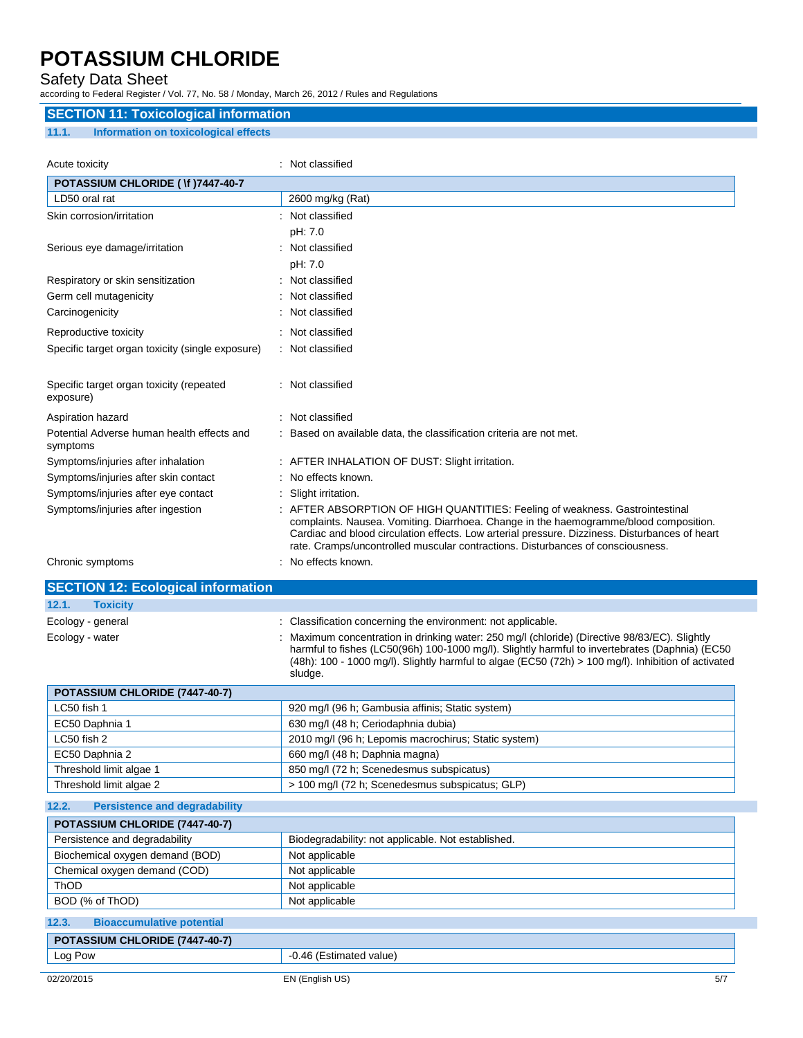## SECTION 11: Toxicological information

### 11.1. Information on toxicological effects

Acute toxicity : Not classified

| POTASSIUM CHLORIDE ( \f )7447-40-7 | |
|---|---|
| LD50 oral rat | 2600 mg/kg (Rat) |

| | |
|---|---|
| Skin corrosion/irritation | : Not classified<br>pH: 7.0 |
| Serious eye damage/irritation | : Not classified<br>pH: 7.0 |
| Respiratory or skin sensitization | : Not classified |
| Germ cell mutagenicity | : Not classified |
| Carcinogenicity | : Not classified |
| Reproductive toxicity | : Not classified |
| Specific target organ toxicity (single exposure) | : Not classified |
| Specific target organ toxicity (repeated exposure) | : Not classified |
| Aspiration hazard | : Not classified |
| Potential Adverse human health effects and symptoms | : Based on available data, the classification criteria are not met. |
| Symptoms/injuries after inhalation | : AFTER INHALATION OF DUST: Slight irritation. |
| Symptoms/injuries after skin contact | : No effects known. |
| Symptoms/injuries after eye contact | : Slight irritation. |
| Symptoms/injuries after ingestion | : AFTER ABSORPTION OF HIGH QUANTITIES: Feeling of weakness. Gastrointestinal complaints. Nausea. Vomiting. Diarrhoea. Change in the haemogramme/blood composition. Cardiac and blood circulation effects. Low arterial pressure. Dizziness. Disturbances of heart rate. Cramps/uncontrolled muscular contractions. Disturbances of consciousness. |
| Chronic symptoms | : No effects known. |

## SECTION 12: Ecological information

### 12.1. Toxicity

| | |
|---|---|
| Ecology - general | : Classification concerning the environment: not applicable. |
| Ecology - water | : Maximum concentration in drinking water: 250 mg/l (chloride) (Directive 98/83/EC). Slightly harmful to fishes (LC50(96h) 100-1000 mg/l). Slightly harmful to invertebrates (Daphnia) (EC50 (48h): 100 - 1000 mg/l). Slightly harmful to algae (EC50 (72h) > 100 mg/l). Inhibition of activated sludge. |

| POTASSIUM CHLORIDE (7447-40-7) | |
|---|---|
| LC50 fish 1 | 920 mg/l (96 h; Gambusia affinis; Static system) |
| EC50 Daphnia 1 | 630 mg/l (48 h; Ceriodaphnia dubia) |
| LC50 fish 2 | 2010 mg/l (96 h; Lepomis macrochirus; Static system) |
| EC50 Daphnia 2 | 660 mg/l (48 h; Daphnia magna) |
| Threshold limit algae 1 | 850 mg/l (72 h; Scenedesmus subspicatus) |
| Threshold limit algae 2 | > 100 mg/l (72 h; Scenedesmus subspicatus; GLP) |

### 12.2. Persistence and degradability

| POTASSIUM CHLORIDE (7447-40-7) | |
|---|---|
| Persistence and degradability | Biodegradability: not applicable. Not established. |
| Biochemical oxygen demand (BOD) | Not applicable |
| Chemical oxygen demand (COD) | Not applicable |
| ThOD | Not applicable |
| BOD (% of ThOD) | Not applicable |

### 12.3. Bioaccumulative potential

| POTASSIUM CHLORIDE (7447-40-7) | |
|---|---|
| Log Pow | -0.46 (Estimated value) |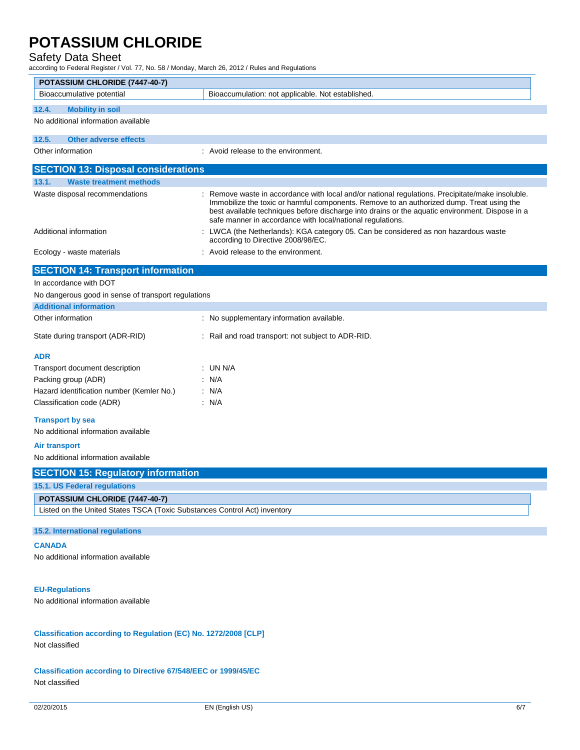| POTASSIUM CHLORIDE (7447-40-7) | |
|---|---|
| Bioaccumulative potential | Bioaccumulation: not applicable. Not established. |

### 12.4. Mobility in soil

No additional information available

### 12.5. Other adverse effects

Other information : Avoid release to the environment.

## SECTION 13: Disposal considerations

### 13.1. Waste treatment methods

Waste disposal recommendations : Remove waste in accordance with local and/or national regulations. Precipitate/make insoluble. Immobilize the toxic or harmful components. Remove to an authorized dump. Treat using the best available techniques before discharge into drains or the aquatic environment. Dispose in a safe manner in accordance with local/national regulations.

Additional information : LWCA (the Netherlands): KGA category 05. Can be considered as non hazardous waste according to Directive 2008/98/EC.

Ecology - waste materials : Avoid release to the environment.

## SECTION 14: Transport information

In accordance with DOT

No dangerous good in sense of transport regulations

### Additional information

Other information : No supplementary information available.

State during transport (ADR-RID) : Rail and road transport: not subject to ADR-RID.

#### ADR

Transport document description : UN N/A

Packing group (ADR) : N/A

Hazard identification number (Kemler No.) : N/A

Classification code (ADR) : N/A

#### Transport by sea

No additional information available

#### Air transport

No additional information available

## SECTION 15: Regulatory information

### 15.1. US Federal regulations

| POTASSIUM CHLORIDE (7447-40-7) |
|---|
| Listed on the United States TSCA (Toxic Substances Control Act) inventory |

### 15.2. International regulations

#### CANADA

No additional information available

#### EU-Regulations

No additional information available

#### Classification according to Regulation (EC) No. 1272/2008 [CLP]

Not classified

#### Classification according to Directive 67/548/EEC or 1999/45/EC

Not classified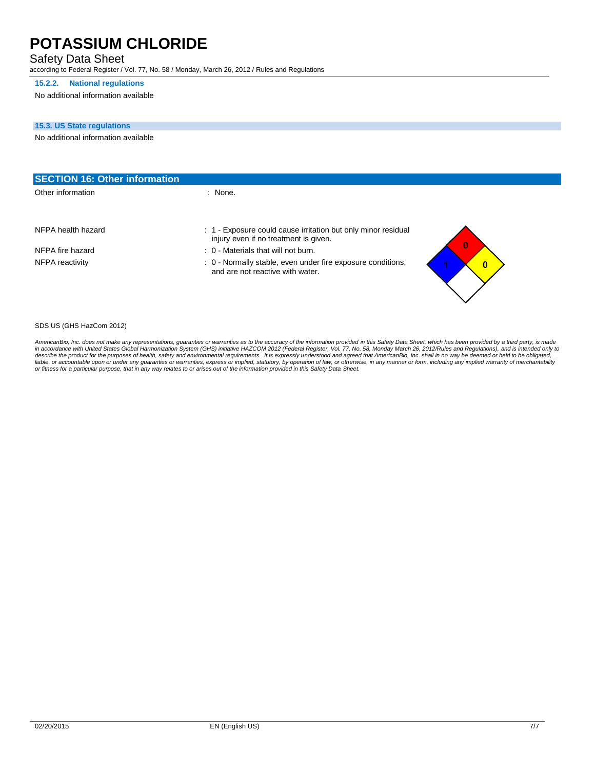#### 15.2.2. National regulations

No additional information available

### 15.3. US State regulations

No additional information available

## SECTION 16: Other information

| | |
|---|---|
| Other information | : None. |
| NFPA health hazard | : 1 - Exposure could cause irritation but only minor residual injury even if no treatment is given. |
| NFPA fire hazard | : 0 - Materials that will not burn. |
| NFPA reactivity | : 0 - Normally stable, even under fire exposure conditions, and are not reactive with water. |

0

1

0

SDS US (GHS HazCom 2012)

*AmericanBio, Inc. does not make any representations, guaranties or warranties as to the accuracy of the information provided in this Safety Data Sheet, which has been provided by a third party, is made in accordance with United States Global Harmonization System (GHS) initiative HAZCOM 2012 (Federal Register, Vol. 77, No. 58, Monday March 26, 2012/Rules and Regulations), and is intended only to describe the product for the purposes of health, safety and environmental requirements. It is expressly understood and agreed that AmericanBio, Inc. shall in no way be deemed or held to be obligated, liable, or accountable upon or under any guaranties or warranties, express or implied, statutory, by operation of law, or otherwise, in any manner or form, including any implied warranty of merchantability or fitness for a particular purpose, that in any way relates to or arises out of the information provided in this Safety Data Sheet.*